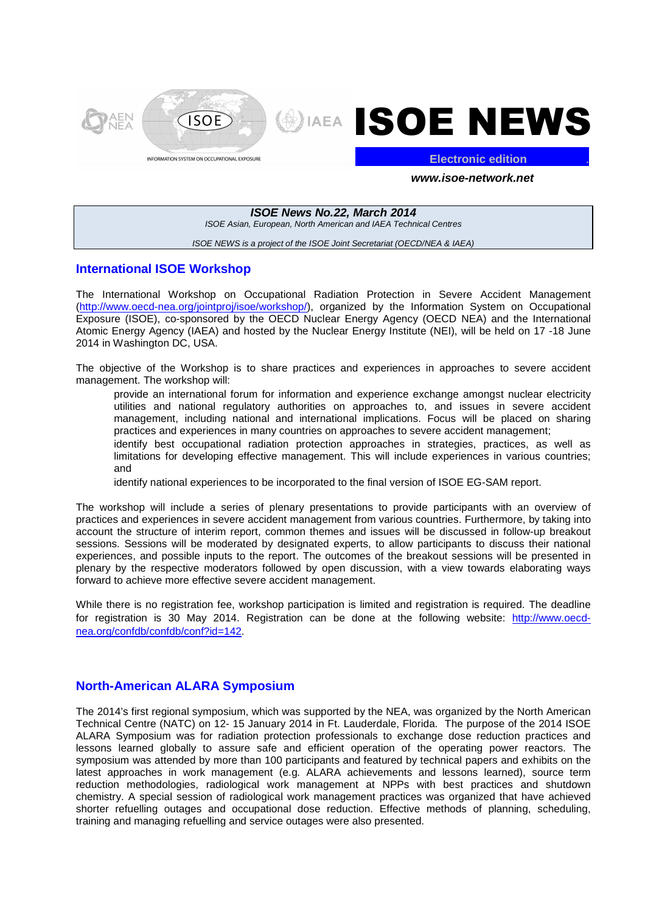# ISOE NEWS

**Electronic edition**

***www.isoe-network.net***

***ISOE News No.22, March 2014***

*ISOE Asian, European, North American and IAEA Technical Centres*

*ISOE NEWS is a project of the ISOE Joint Secretariat (OECD/NEA & IAEA)*

## International ISOE Workshop

The International Workshop on Occupational Radiation Protection in Severe Accident Management (http://www.oecd-nea.org/jointproj/isoe/workshop/), organized by the Information System on Occupational Exposure (ISOE), co-sponsored by the OECD Nuclear Energy Agency (OECD NEA) and the International Atomic Energy Agency (IAEA) and hosted by the Nuclear Energy Institute (NEI), will be held on 17 -18 June 2014 in Washington DC, USA.

The objective of the Workshop is to share practices and experiences in approaches to severe accident management. The workshop will:

- provide an international forum for information and experience exchange amongst nuclear electricity utilities and national regulatory authorities on approaches to, and issues in severe accident management, including national and international implications. Focus will be placed on sharing practices and experiences in many countries on approaches to severe accident management;
- identify best occupational radiation protection approaches in strategies, practices, as well as limitations for developing effective management. This will include experiences in various countries; and
- identify national experiences to be incorporated to the final version of ISOE EG-SAM report.

The workshop will include a series of plenary presentations to provide participants with an overview of practices and experiences in severe accident management from various countries. Furthermore, by taking into account the structure of interim report, common themes and issues will be discussed in follow-up breakout sessions. Sessions will be moderated by designated experts, to allow participants to discuss their national experiences, and possible inputs to the report. The outcomes of the breakout sessions will be presented in plenary by the respective moderators followed by open discussion, with a view towards elaborating ways forward to achieve more effective severe accident management.

While there is no registration fee, workshop participation is limited and registration is required. The deadline for registration is 30 May 2014. Registration can be done at the following website: http://www.oecd-nea.org/confdb/confdb/conf?id=142.

## North-American ALARA Symposium

The 2014's first regional symposium, which was supported by the NEA, was organized by the North American Technical Centre (NATC) on 12- 15 January 2014 in Ft. Lauderdale, Florida. The purpose of the 2014 ISOE ALARA Symposium was for radiation protection professionals to exchange dose reduction practices and lessons learned globally to assure safe and efficient operation of the operating power reactors. The symposium was attended by more than 100 participants and featured by technical papers and exhibits on the latest approaches in work management (e.g. ALARA achievements and lessons learned), source term reduction methodologies, radiological work management at NPPs with best practices and shutdown chemistry. A special session of radiological work management practices was organized that have achieved shorter refuelling outages and occupational dose reduction. Effective methods of planning, scheduling, training and managing refuelling and service outages were also presented.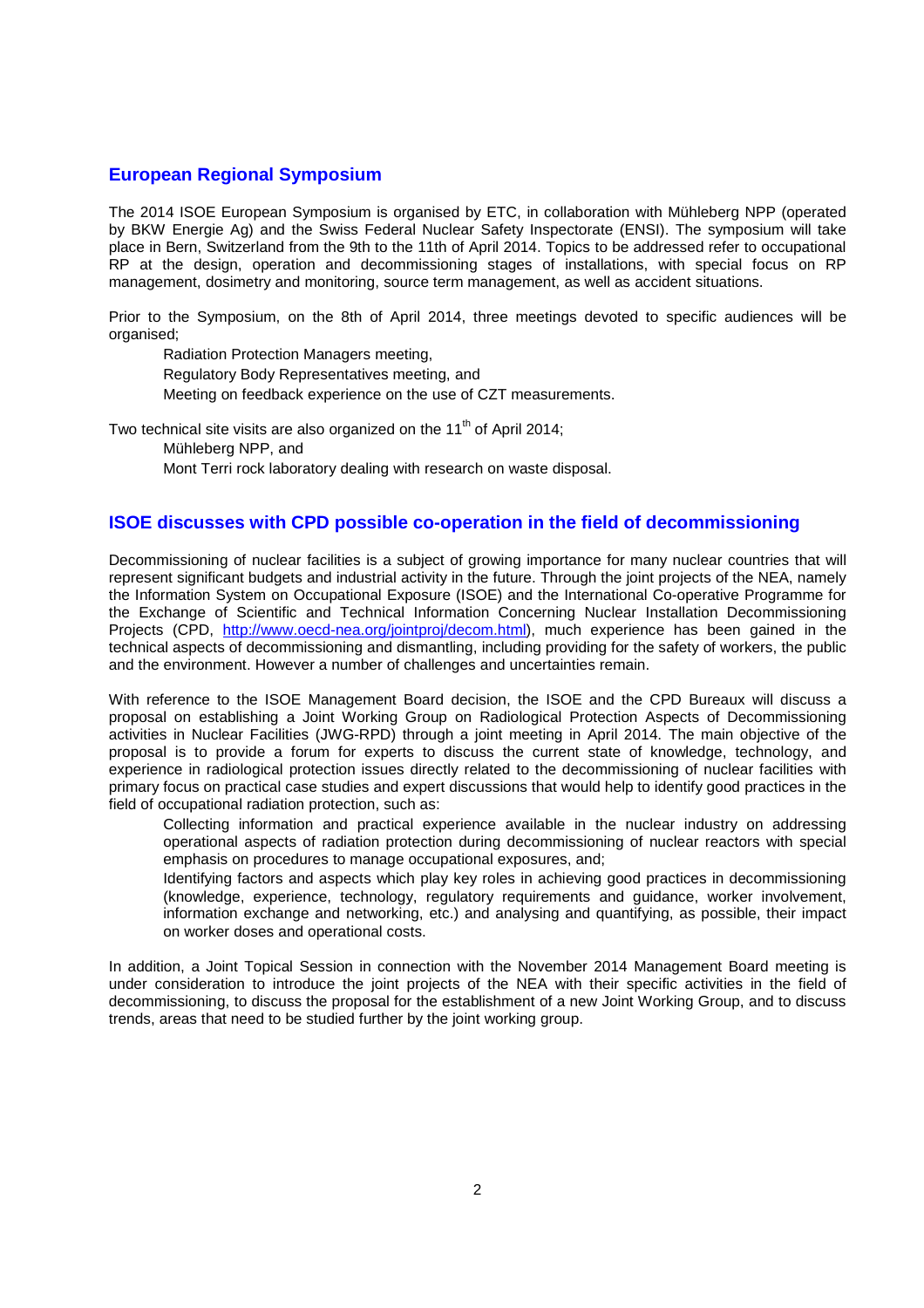## European Regional Symposium

The 2014 ISOE European Symposium is organised by ETC, in collaboration with Mühleberg NPP (operated by BKW Energie Ag) and the Swiss Federal Nuclear Safety Inspectorate (ENSI). The symposium will take place in Bern, Switzerland from the 9th to the 11th of April 2014. Topics to be addressed refer to occupational RP at the design, operation and decommissioning stages of installations, with special focus on RP management, dosimetry and monitoring, source term management, as well as accident situations.

Prior to the Symposium, on the 8th of April 2014, three meetings devoted to specific audiences will be organised;

- Radiation Protection Managers meeting,
- Regulatory Body Representatives meeting, and
- Meeting on feedback experience on the use of CZT measurements.

Two technical site visits are also organized on the 11th of April 2014;

- Mühleberg NPP, and
- Mont Terri rock laboratory dealing with research on waste disposal.

## ISOE discusses with CPD possible co-operation in the field of decommissioning

Decommissioning of nuclear facilities is a subject of growing importance for many nuclear countries that will represent significant budgets and industrial activity in the future. Through the joint projects of the NEA, namely the Information System on Occupational Exposure (ISOE) and the International Co-operative Programme for the Exchange of Scientific and Technical Information Concerning Nuclear Installation Decommissioning Projects (CPD, http://www.oecd-nea.org/jointproj/decom.html), much experience has been gained in the technical aspects of decommissioning and dismantling, including providing for the safety of workers, the public and the environment. However a number of challenges and uncertainties remain.

With reference to the ISOE Management Board decision, the ISOE and the CPD Bureaux will discuss a proposal on establishing a Joint Working Group on Radiological Protection Aspects of Decommissioning activities in Nuclear Facilities (JWG-RPD) through a joint meeting in April 2014. The main objective of the proposal is to provide a forum for experts to discuss the current state of knowledge, technology, and experience in radiological protection issues directly related to the decommissioning of nuclear facilities with primary focus on practical case studies and expert discussions that would help to identify good practices in the field of occupational radiation protection, such as:

- Collecting information and practical experience available in the nuclear industry on addressing operational aspects of radiation protection during decommissioning of nuclear reactors with special emphasis on procedures to manage occupational exposures, and;
- Identifying factors and aspects which play key roles in achieving good practices in decommissioning (knowledge, experience, technology, regulatory requirements and guidance, worker involvement, information exchange and networking, etc.) and analysing and quantifying, as possible, their impact on worker doses and operational costs.

In addition, a Joint Topical Session in connection with the November 2014 Management Board meeting is under consideration to introduce the joint projects of the NEA with their specific activities in the field of decommissioning, to discuss the proposal for the establishment of a new Joint Working Group, and to discuss trends, areas that need to be studied further by the joint working group.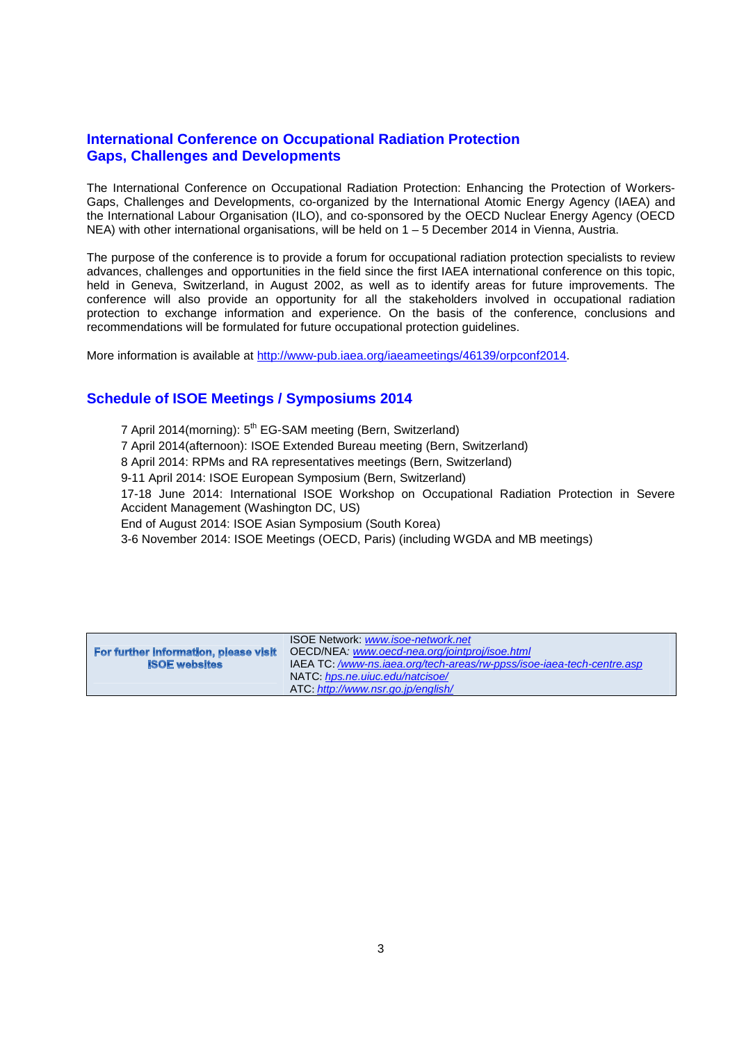## International Conference on Occupational Radiation Protection Gaps, Challenges and Developments

The International Conference on Occupational Radiation Protection: Enhancing the Protection of Workers- Gaps, Challenges and Developments, co-organized by the International Atomic Energy Agency (IAEA) and the International Labour Organisation (ILO), and co-sponsored by the OECD Nuclear Energy Agency (OECD NEA) with other international organisations, will be held on 1 – 5 December 2014 in Vienna, Austria.

The purpose of the conference is to provide a forum for occupational radiation protection specialists to review advances, challenges and opportunities in the field since the first IAEA international conference on this topic, held in Geneva, Switzerland, in August 2002, as well as to identify areas for future improvements. The conference will also provide an opportunity for all the stakeholders involved in occupational radiation protection to exchange information and experience. On the basis of the conference, conclusions and recommendations will be formulated for future occupational protection guidelines.

More information is available at http://www-pub.iaea.org/iaeameetings/46139/orpconf2014.

## Schedule of ISOE Meetings / Symposiums 2014

7 April 2014(morning): 5th EG-SAM meeting (Bern, Switzerland)
7 April 2014(afternoon): ISOE Extended Bureau meeting (Bern, Switzerland)
8 April 2014: RPMs and RA representatives meetings (Bern, Switzerland)
9-11 April 2014: ISOE European Symposium (Bern, Switzerland)
17-18 June 2014: International ISOE Workshop on Occupational Radiation Protection in Severe Accident Management (Washington DC, US)
End of August 2014: ISOE Asian Symposium (South Korea)
3-6 November 2014: ISOE Meetings (OECD, Paris) (including WGDA and MB meetings)

| | |
|---|---|
| **For further information, please visit ISOE websites** | ISOE Network: *www.isoe-network.net*<br>OECD/NEA: *www.oecd-nea.org/jointproj/isoe.html*<br>IAEA TC: */www-ns.iaea.org/tech-areas/rw-ppss/isoe-iaea-tech-centre.asp*<br>NATC: *hps.ne.uiuc.edu/natcisoe/*<br>ATC: *http://www.nsr.go.jp/english/* |